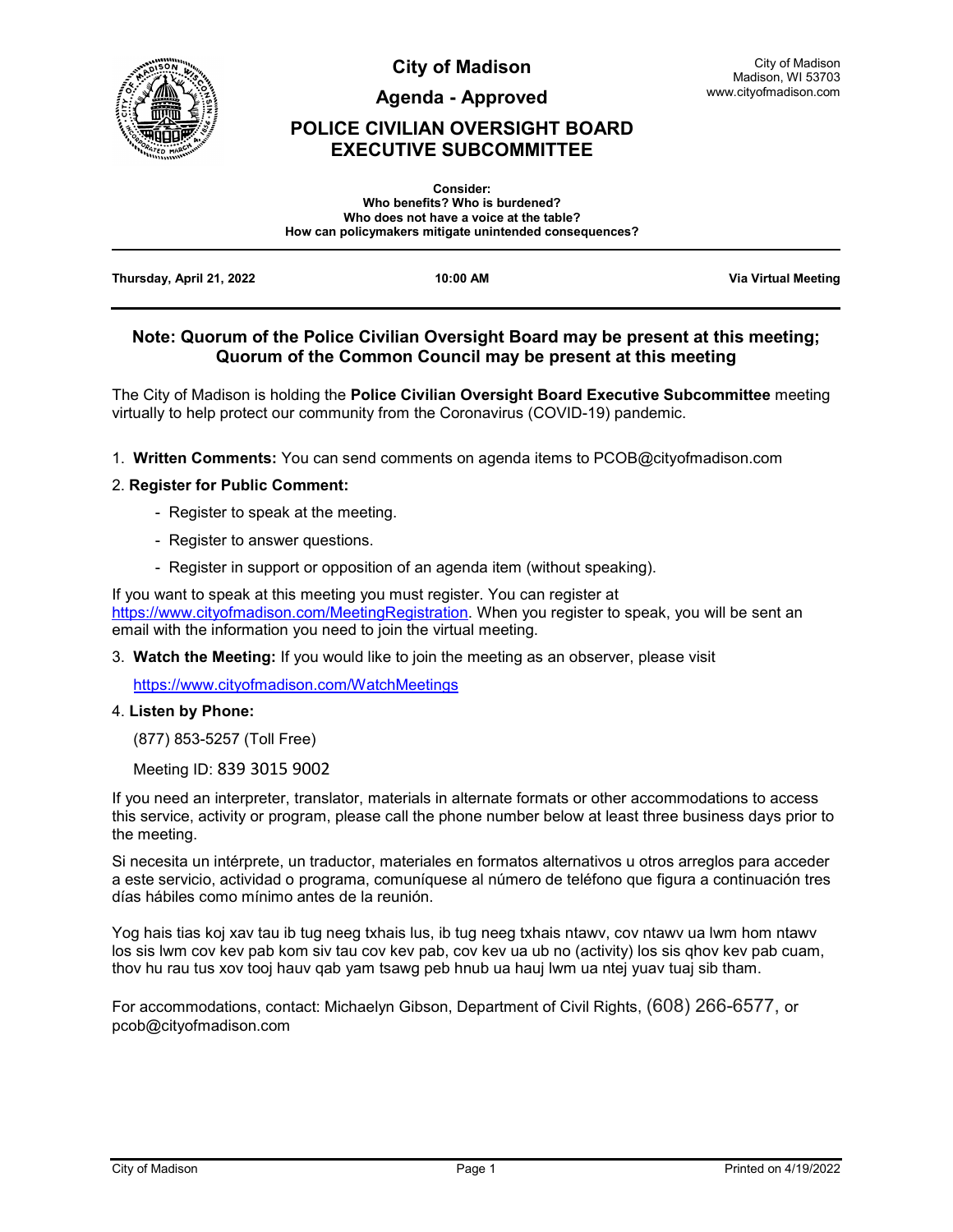# City of Madison

## Agenda - Approved

## POLICE CIVILIAN OVERSIGHT BOARD EXECUTIVE SUBCOMMITTEE

City of Madison
Madison, WI 53703
www.cityofmadison.com

**Consider:**
**Who benefits? Who is burdened?**
**Who does not have a voice at the table?**
**How can policymakers mitigate unintended consequences?**

---

**Thursday, April 21, 2022** | **10:00 AM** | **Via Virtual Meeting**

---

### Note: Quorum of the Police Civilian Oversight Board may be present at this meeting; Quorum of the Common Council may be present at this meeting

The City of Madison is holding the **Police Civilian Oversight Board Executive Subcommittee** meeting virtually to help protect our community from the Coronavirus (COVID-19) pandemic.

1. **Written Comments:** You can send comments on agenda items to PCOB@cityofmadison.com
2. **Register for Public Comment:**
   - Register to speak at the meeting.
   - Register to answer questions.
   - Register in support or opposition of an agenda item (without speaking).

If you want to speak at this meeting you must register. You can register at https://www.cityofmadison.com/MeetingRegistration. When you register to speak, you will be sent an email with the information you need to join the virtual meeting.

3. **Watch the Meeting:** If you would like to join the meeting as an observer, please visit

   https://www.cityofmadison.com/WatchMeetings

4. **Listen by Phone:**

   (877) 853-5257 (Toll Free)

   Meeting ID: 839 3015 9002

If you need an interpreter, translator, materials in alternate formats or other accommodations to access this service, activity or program, please call the phone number below at least three business days prior to the meeting.

Si necesita un intérprete, un traductor, materiales en formatos alternativos u otros arreglos para acceder a este servicio, actividad o programa, comuníquese al número de teléfono que figura a continuación tres días hábiles como mínimo antes de la reunión.

Yog hais tias koj xav tau ib tug neeg txhais lus, ib tug neeg txhais ntawv, cov ntawv ua lwm hom ntawv los sis lwm cov kev pab kom siv tau cov kev pab, cov kev ua ub no (activity) los sis qhov kev pab cuam, thov hu rau tus xov tooj hauv qab yam tsawg peb hnub ua hauj lwm ua ntej yuav tuaj sib tham.

For accommodations, contact: Michaelyn Gibson, Department of Civil Rights, (608) 266-6577, or pcob@cityofmadison.com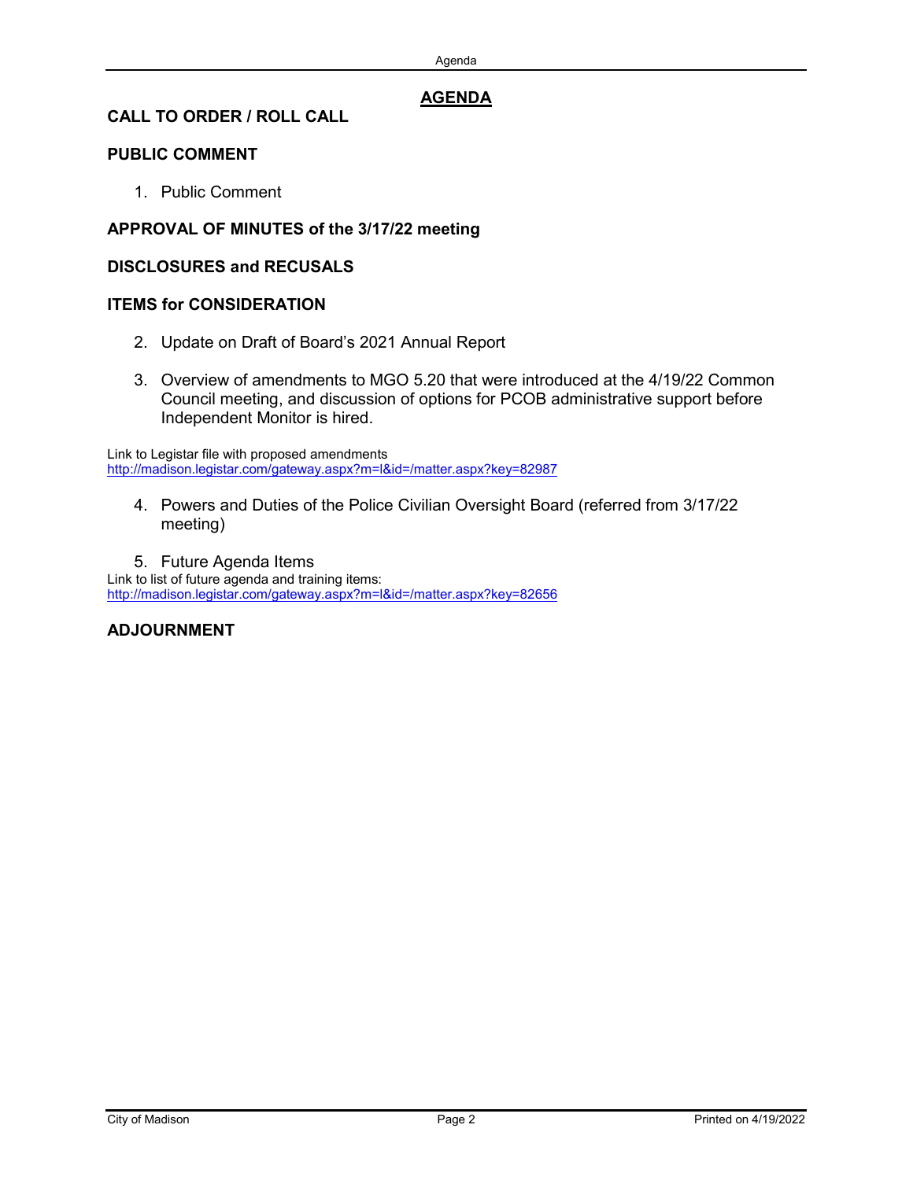# AGENDA

## CALL TO ORDER / ROLL CALL

## PUBLIC COMMENT

1. Public Comment

## APPROVAL OF MINUTES of the 3/17/22 meeting

## DISCLOSURES and RECUSALS

## ITEMS for CONSIDERATION

2. Update on Draft of Board's 2021 Annual Report

3. Overview of amendments to MGO 5.20 that were introduced at the 4/19/22 Common Council meeting, and discussion of options for PCOB administrative support before Independent Monitor is hired.

Link to Legistar file with proposed amendments
http://madison.legistar.com/gateway.aspx?m=l&id=/matter.aspx?key=82987

4. Powers and Duties of the Police Civilian Oversight Board (referred from 3/17/22 meeting)

5. Future Agenda Items

Link to list of future agenda and training items:
http://madison.legistar.com/gateway.aspx?m=l&id=/matter.aspx?key=82656

## ADJOURNMENT